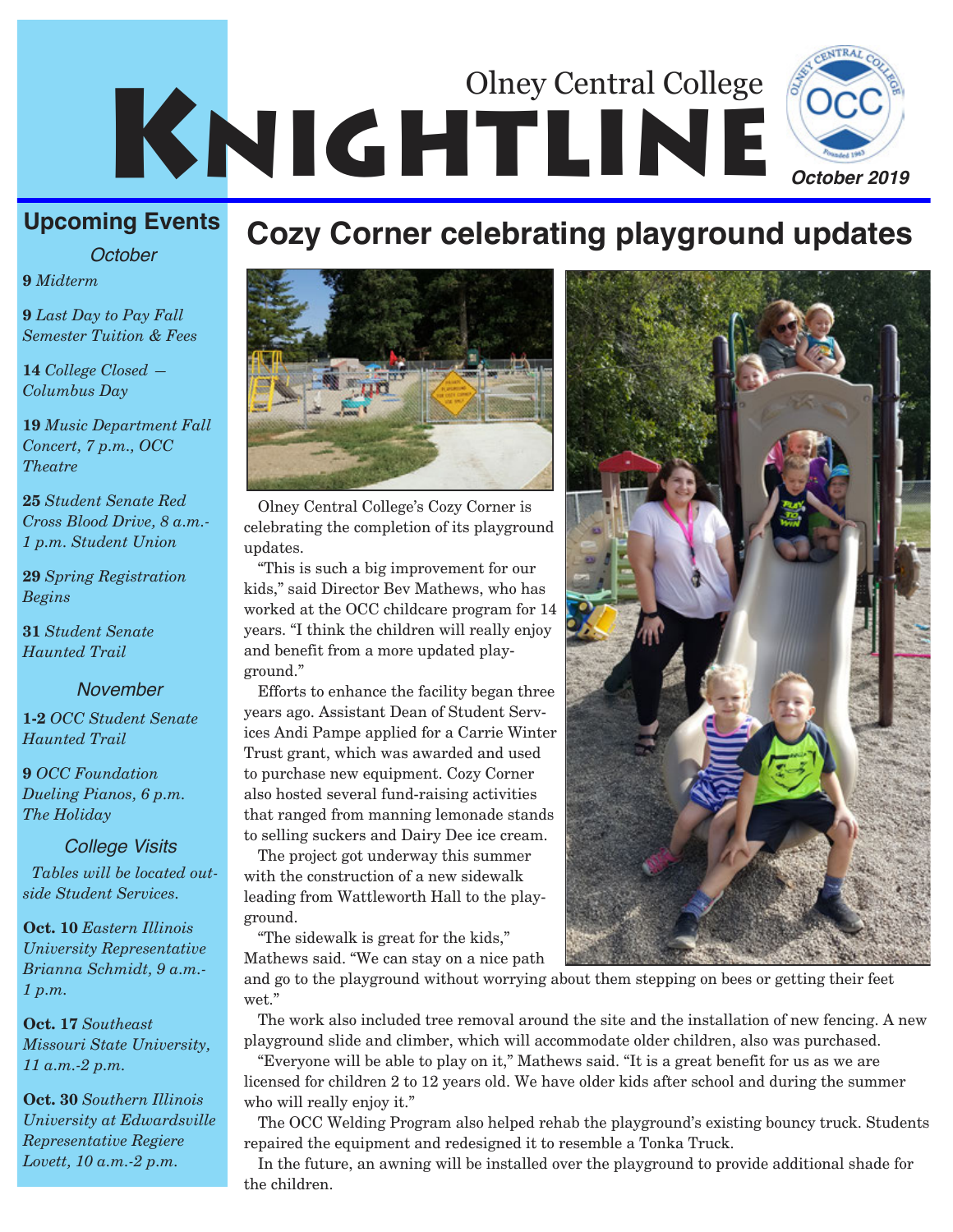# Olney Central College KNIGHTLINE

October 2019

## Upcoming Events

### October

**9** *Midterm*

**9** *Last Day to Pay Fall Semester Tuition & Fees*

**14** *College Closed — Columbus Day*

**19** *Music Department Fall Concert, 7 p.m., OCC Theatre*

**25** *Student Senate Red Cross Blood Drive, 8 a.m.-1 p.m. Student Union*

**29** *Spring Registration Begins*

**31** *Student Senate Haunted Trail*

### November

**1-2** *OCC Student Senate Haunted Trail*

**9** *OCC Foundation Dueling Pianos, 6 p.m. The Holiday*

### College Visits

*Tables will be located outside Student Services.*

**Oct. 10** *Eastern Illinois University Representative Brianna Schmidt, 9 a.m.-1 p.m.*

**Oct. 17** *Southeast Missouri State University, 11 a.m.-2 p.m.*

**Oct. 30** *Southern Illinois University at Edwardsville Representative Regiere Lovett, 10 a.m.-2 p.m.*

## Cozy Corner celebrating playground updates

Olney Central College's Cozy Corner is celebrating the completion of its playground updates.

"This is such a big improvement for our kids," said Director Bev Mathews, who has worked at the OCC childcare program for 14 years. "I think the children will really enjoy and benefit from a more updated playground."

Efforts to enhance the facility began three years ago. Assistant Dean of Student Services Andi Pampe applied for a Carrie Winter Trust grant, which was awarded and used to purchase new equipment. Cozy Corner also hosted several fund-raising activities that ranged from manning lemonade stands to selling suckers and Dairy Dee ice cream.

The project got underway this summer with the construction of a new sidewalk leading from Wattleworth Hall to the playground.

"The sidewalk is great for the kids," Mathews said. "We can stay on a nice path and go to the playground without worrying about them stepping on bees or getting their feet wet."

The work also included tree removal around the site and the installation of new fencing. A new playground slide and climber, which will accommodate older children, also was purchased.

"Everyone will be able to play on it," Mathews said. "It is a great benefit for us as we are licensed for children 2 to 12 years old. We have older kids after school and during the summer who will really enjoy it."

The OCC Welding Program also helped rehab the playground's existing bouncy truck. Students repaired the equipment and redesigned it to resemble a Tonka Truck.

In the future, an awning will be installed over the playground to provide additional shade for the children.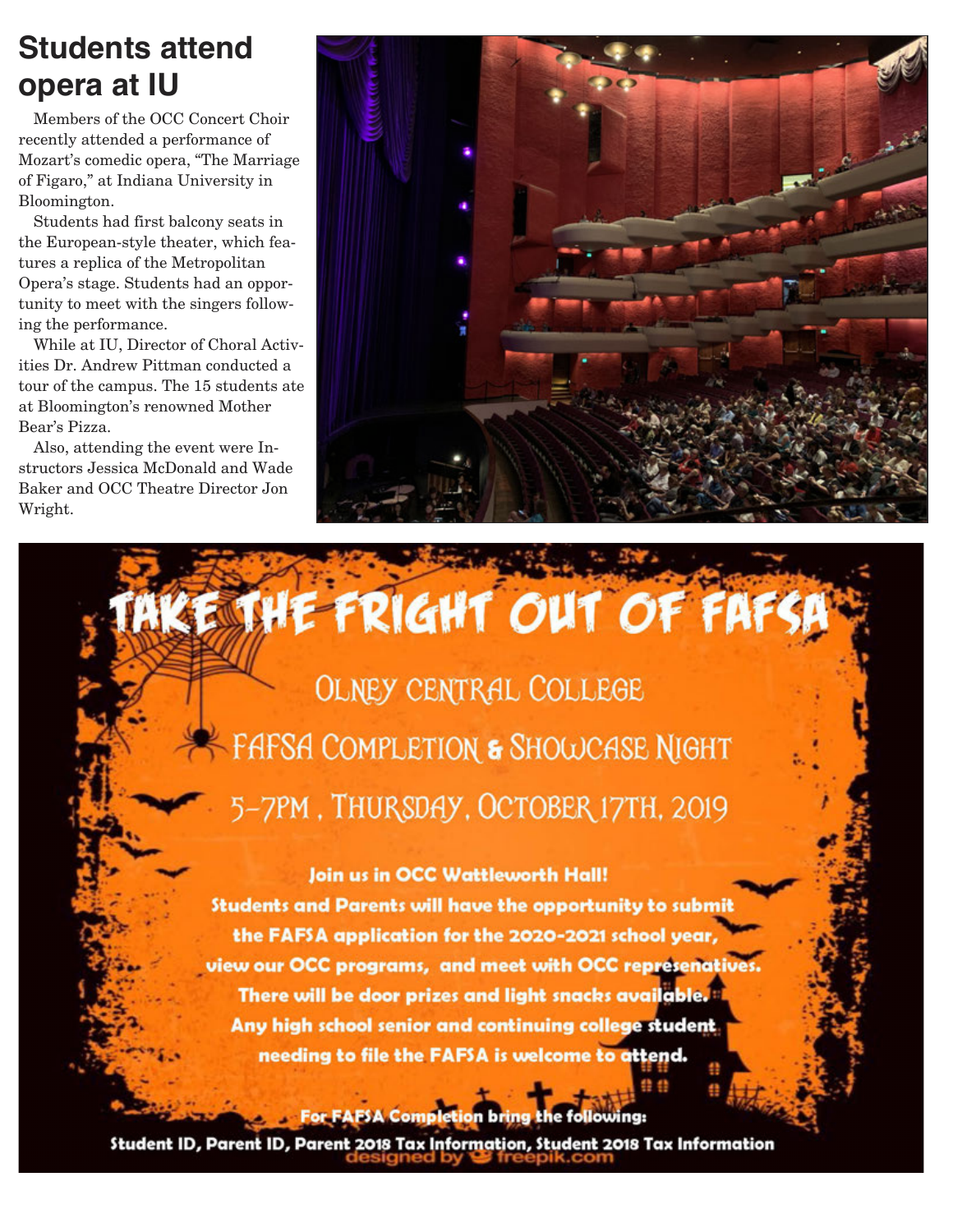## Students attend opera at IU

Members of the OCC Concert Choir recently attended a performance of Mozart's comedic opera, "The Marriage of Figaro," at Indiana University in Bloomington.

Students had first balcony seats in the European-style theater, which features a replica of the Metropolitan Opera's stage. Students had an opportunity to meet with the singers following the performance.

While at IU, Director of Choral Activities Dr. Andrew Pittman conducted a tour of the campus. The 15 students ate at Bloomington's renowned Mother Bear's Pizza.

Also, attending the event were Instructors Jessica McDonald and Wade Baker and OCC Theatre Director Jon Wright.

## TAKE THE FRIGHT OUT OF FAFSA

OLNEY CENTRAL COLLEGE

FAFSA COMPLETION & SHOWCASE NIGHT

5-7PM, THURSDAY, OCTOBER 17TH, 2019

**Join us in OCC Wattleworth Hall!**
**Students and Parents will have the opportunity to submit the FAFSA application for the 2020-2021 school year, view our OCC programs, and meet with OCC represenatives.**
**There will be door prizes and light snacks available.**
**Any high school senior and continuing college student needing to file the FAFSA is welcome to attend.**

**For FAFSA Completion bring the following:**
**Student ID, Parent ID, Parent 2018 Tax Information, Student 2018 Tax Information**

designed by freepik.com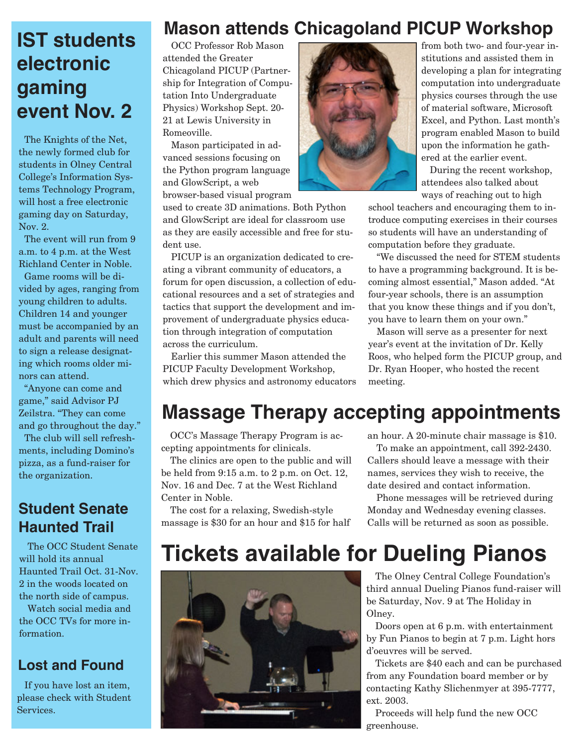## IST students electronic gaming event Nov. 2

The Knights of the Net, the newly formed club for students in Olney Central College's Information Systems Technology Program, will host a free electronic gaming day on Saturday, Nov. 2.

The event will run from 9 a.m. to 4 p.m. at the West Richland Center in Noble.

Game rooms will be divided by ages, ranging from young children to adults. Children 14 and younger must be accompanied by an adult and parents will need to sign a release designating which rooms older minors can attend.

"Anyone can come and game," said Advisor PJ Zeilstra. "They can come and go throughout the day."

The club will sell refreshments, including Domino's pizza, as a fund-raiser for the organization.

### Student Senate Haunted Trail

The OCC Student Senate will hold its annual Haunted Trail Oct. 31-Nov. 2 in the woods located on the north side of campus.

Watch social media and the OCC TVs for more information.

### Lost and Found

If you have lost an item, please check with Student Services.

## Mason attends Chicagoland PICUP Workshop

OCC Professor Rob Mason attended the Greater Chicagoland PICUP (Partnership for Integration of Computation Into Undergraduate Physics) Workshop Sept. 20-21 at Lewis University in Romeoville.

Mason participated in advanced sessions focusing on the Python program language and GlowScript, a web browser-based visual program used to create 3D animations. Both Python and GlowScript are ideal for classroom use as they are easily accessible and free for student use.

PICUP is an organization dedicated to creating a vibrant community of educators, a forum for open discussion, a collection of educational resources and a set of strategies and tactics that support the development and improvement of undergraduate physics education through integration of computation across the curriculum.

Earlier this summer Mason attended the PICUP Faculty Development Workshop, which drew physics and astronomy educators from both two- and four-year institutions and assisted them in developing a plan for integrating computation into undergraduate physics courses through the use of material software, Microsoft Excel, and Python. Last month's program enabled Mason to build upon the information he gathered at the earlier event.

During the recent workshop, attendees also talked about ways of reaching out to high school teachers and encouraging them to introduce computing exercises in their courses so students will have an understanding of computation before they graduate.

"We discussed the need for STEM students to have a programming background. It is becoming almost essential," Mason added. "At four-year schools, there is an assumption that you know these things and if you don't, you have to learn them on your own."

Mason will serve as a presenter for next year's event at the invitation of Dr. Kelly Roos, who helped form the PICUP group, and Dr. Ryan Hooper, who hosted the recent meeting.

## Massage Therapy accepting appointments

OCC's Massage Therapy Program is accepting appointments for clinicals.

The clinics are open to the public and will be held from 9:15 a.m. to 2 p.m. on Oct. 12, Nov. 16 and Dec. 7 at the West Richland Center in Noble.

The cost for a relaxing, Swedish-style massage is $30 for an hour and $15 for half an hour. A 20-minute chair massage is $10.

To make an appointment, call 392-2430. Callers should leave a message with their names, services they wish to receive, the date desired and contact information.

Phone messages will be retrieved during Monday and Wednesday evening classes. Calls will be returned as soon as possible.

## Tickets available for Dueling Pianos

The Olney Central College Foundation's third annual Dueling Pianos fund-raiser will be Saturday, Nov. 9 at The Holiday in Olney.

Doors open at 6 p.m. with entertainment by Fun Pianos to begin at 7 p.m. Light hors d'oeuvres will be served.

Tickets are $40 each and can be purchased from any Foundation board member or by contacting Kathy Slichenmyer at 395-7777, ext. 2003.

Proceeds will help fund the new OCC greenhouse.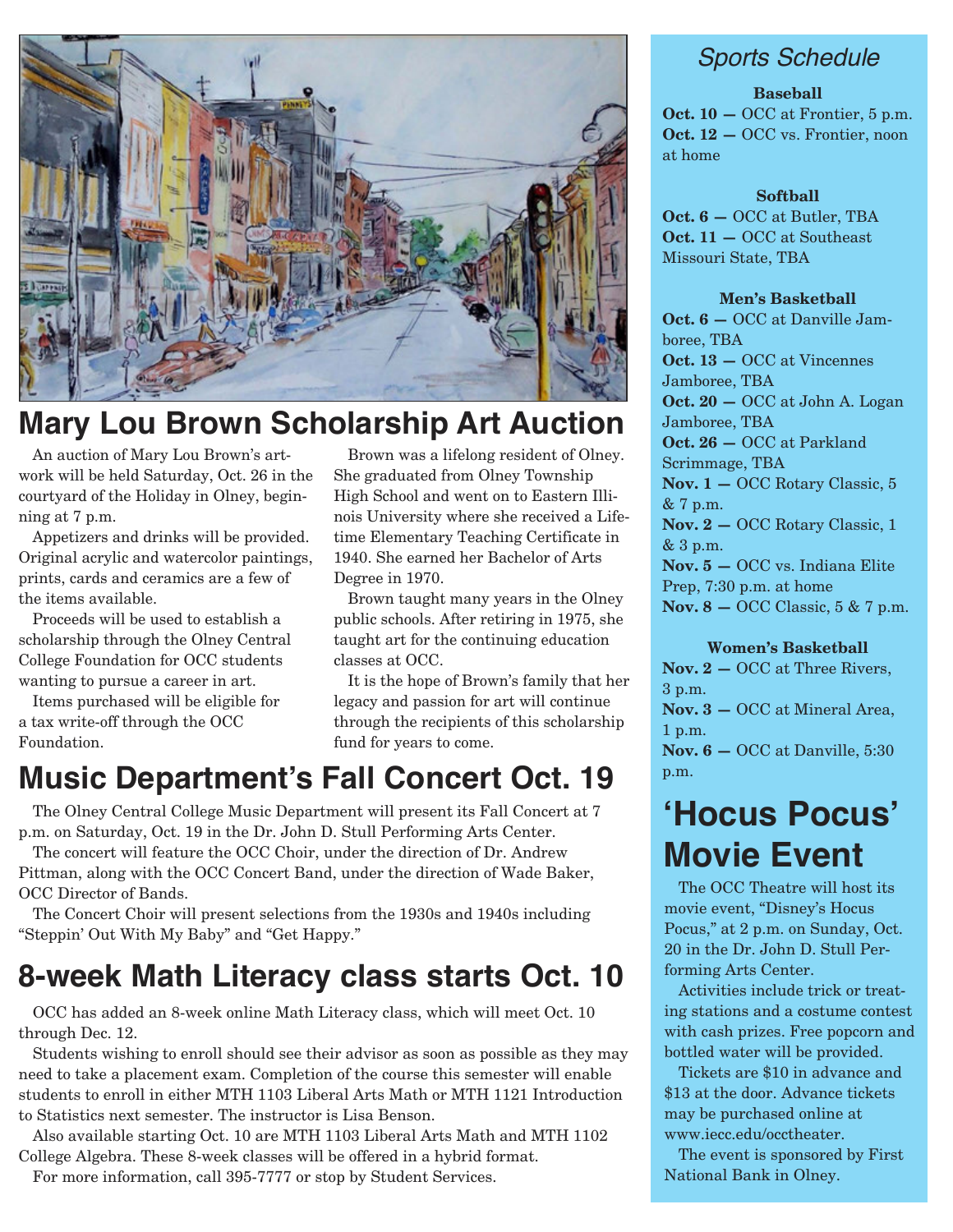## Mary Lou Brown Scholarship Art Auction

An auction of Mary Lou Brown's artwork will be held Saturday, Oct. 26 in the courtyard of the Holiday in Olney, beginning at 7 p.m.

Appetizers and drinks will be provided. Original acrylic and watercolor paintings, prints, cards and ceramics are a few of the items available.

Proceeds will be used to establish a scholarship through the Olney Central College Foundation for OCC students wanting to pursue a career in art.

Items purchased will be eligible for a tax write-off through the OCC Foundation.

Brown was a lifelong resident of Olney. She graduated from Olney Township High School and went on to Eastern Illinois University where she received a Lifetime Elementary Teaching Certificate in 1940. She earned her Bachelor of Arts Degree in 1970.

Brown taught many years in the Olney public schools. After retiring in 1975, she taught art for the continuing education classes at OCC.

It is the hope of Brown's family that her legacy and passion for art will continue through the recipients of this scholarship fund for years to come.

## Music Department's Fall Concert Oct. 19

The Olney Central College Music Department will present its Fall Concert at 7 p.m. on Saturday, Oct. 19 in the Dr. John D. Stull Performing Arts Center.

The concert will feature the OCC Choir, under the direction of Dr. Andrew Pittman, along with the OCC Concert Band, under the direction of Wade Baker, OCC Director of Bands.

The Concert Choir will present selections from the 1930s and 1940s including "Steppin' Out With My Baby" and "Get Happy."

## 8-week Math Literacy class starts Oct. 10

OCC has added an 8-week online Math Literacy class, which will meet Oct. 10 through Dec. 12.

Students wishing to enroll should see their advisor as soon as possible as they may need to take a placement exam. Completion of the course this semester will enable students to enroll in either MTH 1103 Liberal Arts Math or MTH 1121 Introduction to Statistics next semester. The instructor is Lisa Benson.

Also available starting Oct. 10 are MTH 1103 Liberal Arts Math and MTH 1102 College Algebra. These 8-week classes will be offered in a hybrid format.

For more information, call 395-7777 or stop by Student Services.

## *Sports Schedule*

**Baseball**

**Oct. 10 —** OCC at Frontier, 5 p.m.
**Oct. 12 —** OCC vs. Frontier, noon at home

**Softball**

**Oct. 6 —** OCC at Butler, TBA
**Oct. 11 —** OCC at Southeast Missouri State, TBA

**Men's Basketball**

**Oct. 6 —** OCC at Danville Jamboree, TBA
**Oct. 13 —** OCC at Vincennes Jamboree, TBA
**Oct. 20 —** OCC at John A. Logan Jamboree, TBA
**Oct. 26 —** OCC at Parkland Scrimmage, TBA
**Nov. 1 —** OCC Rotary Classic, 5 & 7 p.m.
**Nov. 2 —** OCC Rotary Classic, 1 & 3 p.m.
**Nov. 5 —** OCC vs. Indiana Elite Prep, 7:30 p.m. at home
**Nov. 8 —** OCC Classic, 5 & 7 p.m.

**Women's Basketball**

**Nov. 2 —** OCC at Three Rivers, 3 p.m.
**Nov. 3 —** OCC at Mineral Area, 1 p.m.
**Nov. 6 —** OCC at Danville, 5:30 p.m.

## 'Hocus Pocus' Movie Event

The OCC Theatre will host its movie event, "Disney's Hocus Pocus," at 2 p.m. on Sunday, Oct. 20 in the Dr. John D. Stull Performing Arts Center.

Activities include trick or treating stations and a costume contest with cash prizes. Free popcorn and bottled water will be provided.

Tickets are $10 in advance and $13 at the door. Advance tickets may be purchased online at www.iecc.edu/occtheater.

The event is sponsored by First National Bank in Olney.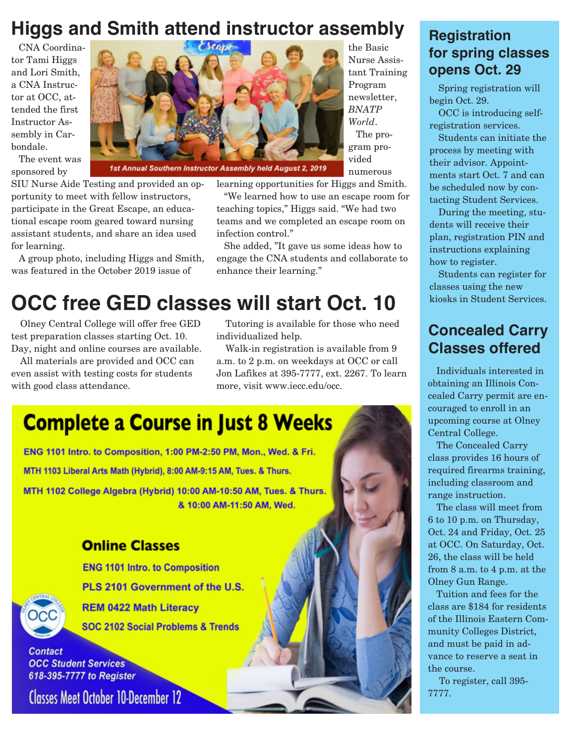# Higgs and Smith attend instructor assembly

1st Annual Southern Instructor Assembly held August 2, 2019

CNA Coordinator Tami Higgs and Lori Smith, a CNA Instructor at OCC, attended the first Instructor Assembly in Carbondale.

The event was sponsored by SIU Nurse Aide Testing and provided an opportunity to meet with fellow instructors, participate in the Great Escape, an educational escape room geared toward nursing assistant students, and share an idea used for learning.

A group photo, including Higgs and Smith, was featured in the October 2019 issue of the Basic Nurse Assistant Training Program newsletter, *BNATP World*.

The program provided numerous learning opportunities for Higgs and Smith.

"We learned how to use an escape room for teaching topics," Higgs said. "We had two teams and we completed an escape room on infection control."

She added, "It gave us some ideas how to engage the CNA students and collaborate to enhance their learning."

# OCC free GED classes will start Oct. 10

Olney Central College will offer free GED test preparation classes starting Oct. 10. Day, night and online courses are available.

All materials are provided and OCC can even assist with testing costs for students with good class attendance.

Tutoring is available for those who need individualized help.

Walk-in registration is available from 9 a.m. to 2 p.m. on weekdays at OCC or call Jon Lafikes at 395-7777, ext. 2267. To learn more, visit www.iecc.edu/occ.

## Complete a Course in Just 8 Weeks

**ENG 1101 Intro. to Composition, 1:00 PM-2:50 PM, Mon., Wed. & Fri.**

**MTH 1103 Liberal Arts Math (Hybrid), 8:00 AM-9:15 AM, Tues. & Thurs.**

**MTH 1102 College Algebra (Hybrid) 10:00 AM-10:50 AM, Tues. & Thurs. & 10:00 AM-11:50 AM, Wed.**

### Online Classes

**ENG 1101 Intro. to Composition**

**PLS 2101 Government of the U.S.**

**REM 0422 Math Literacy**

**SOC 2102 Social Problems & Trends**

*Contact OCC Student Services 618-395-7777 to Register*

Classes Meet October 10-December 12

## Registration for spring classes opens Oct. 29

Spring registration will begin Oct. 29.

OCC is introducing self-registration services.

Students can initiate the process by meeting with their advisor. Appointments start Oct. 7 and can be scheduled now by contacting Student Services.

During the meeting, students will receive their plan, registration PIN and instructions explaining how to register.

Students can register for classes using the new kiosks in Student Services.

## Concealed Carry Classes offered

Individuals interested in obtaining an Illinois Concealed Carry permit are encouraged to enroll in an upcoming course at Olney Central College.

The Concealed Carry class provides 16 hours of required firearms training, including classroom and range instruction.

The class will meet from 6 to 10 p.m. on Thursday, Oct. 24 and Friday, Oct. 25 at OCC. On Saturday, Oct. 26, the class will be held from 8 a.m. to 4 p.m. at the Olney Gun Range.

Tuition and fees for the class are $184 for residents of the Illinois Eastern Community Colleges District, and must be paid in advance to reserve a seat in the course.

To register, call 395-7777.